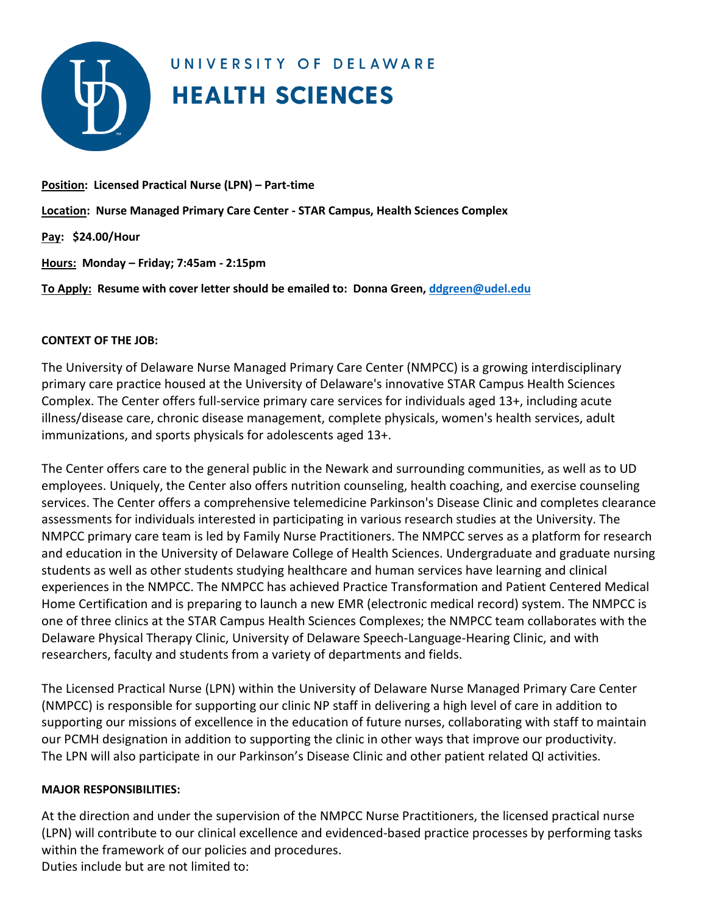# UNIVERSITY OF DELAWARE
# HEALTH SCIENCES

**Position: Licensed Practical Nurse (LPN) – Part-time**

**Location: Nurse Managed Primary Care Center - STAR Campus, Health Sciences Complex**

**Pay: $24.00/Hour**

**Hours: Monday – Friday; 7:45am - 2:15pm**

**To Apply: Resume with cover letter should be emailed to: Donna Green, [ddgreen@udel.edu](mailto:ddgreen@udel.edu)**

**CONTEXT OF THE JOB:**

The University of Delaware Nurse Managed Primary Care Center (NMPCC) is a growing interdisciplinary primary care practice housed at the University of Delaware's innovative STAR Campus Health Sciences Complex. The Center offers full-service primary care services for individuals aged 13+, including acute illness/disease care, chronic disease management, complete physicals, women's health services, adult immunizations, and sports physicals for adolescents aged 13+.

The Center offers care to the general public in the Newark and surrounding communities, as well as to UD employees. Uniquely, the Center also offers nutrition counseling, health coaching, and exercise counseling services. The Center offers a comprehensive telemedicine Parkinson's Disease Clinic and completes clearance assessments for individuals interested in participating in various research studies at the University. The NMPCC primary care team is led by Family Nurse Practitioners. The NMPCC serves as a platform for research and education in the University of Delaware College of Health Sciences. Undergraduate and graduate nursing students as well as other students studying healthcare and human services have learning and clinical experiences in the NMPCC. The NMPCC has achieved Practice Transformation and Patient Centered Medical Home Certification and is preparing to launch a new EMR (electronic medical record) system. The NMPCC is one of three clinics at the STAR Campus Health Sciences Complexes; the NMPCC team collaborates with the Delaware Physical Therapy Clinic, University of Delaware Speech-Language-Hearing Clinic, and with researchers, faculty and students from a variety of departments and fields.

The Licensed Practical Nurse (LPN) within the University of Delaware Nurse Managed Primary Care Center (NMPCC) is responsible for supporting our clinic NP staff in delivering a high level of care in addition to supporting our missions of excellence in the education of future nurses, collaborating with staff to maintain our PCMH designation in addition to supporting the clinic in other ways that improve our productivity. The LPN will also participate in our Parkinson's Disease Clinic and other patient related QI activities.

**MAJOR RESPONSIBILITIES:**

At the direction and under the supervision of the NMPCC Nurse Practitioners, the licensed practical nurse (LPN) will contribute to our clinical excellence and evidenced-based practice processes by performing tasks within the framework of our policies and procedures.
Duties include but are not limited to: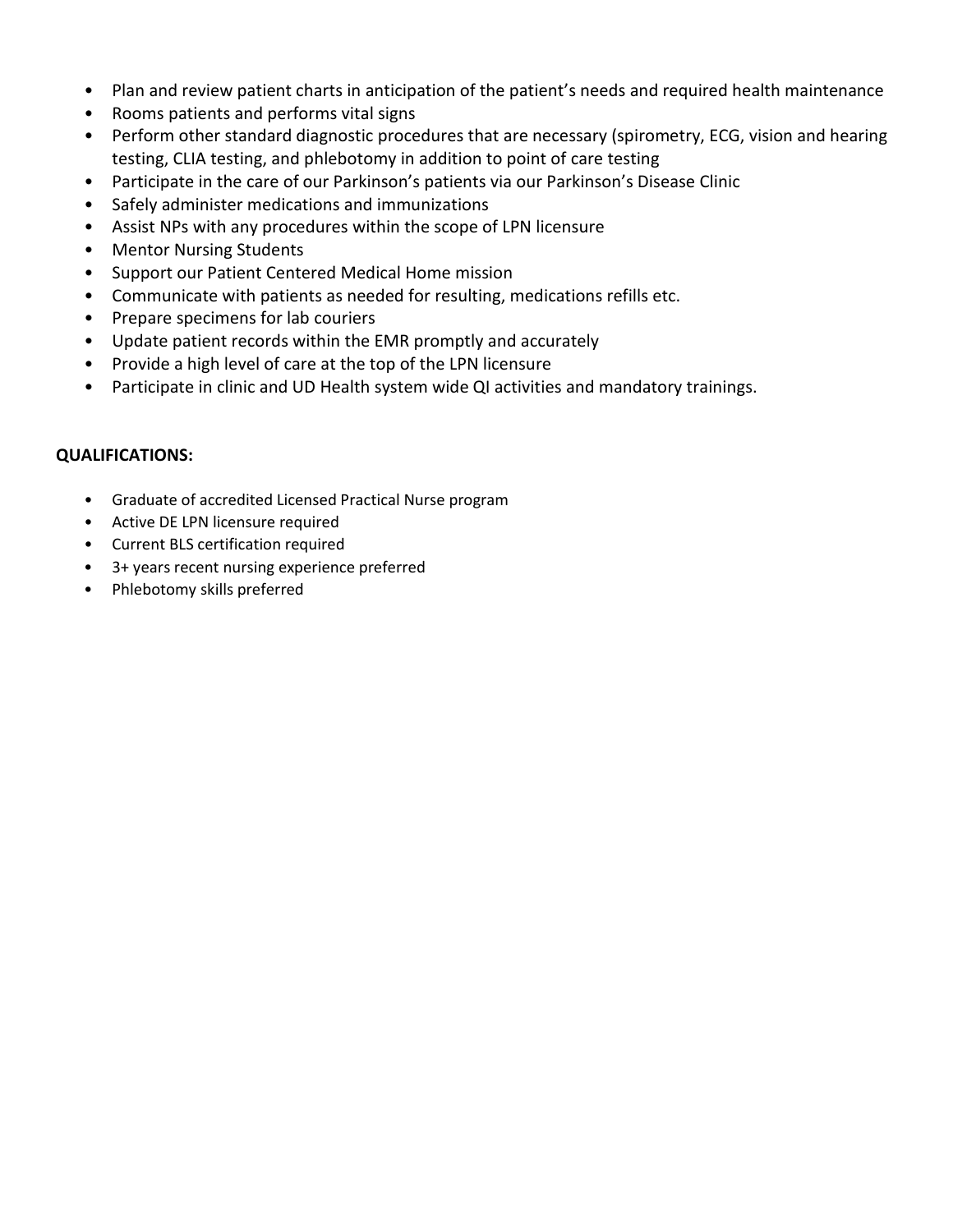- Plan and review patient charts in anticipation of the patient's needs and required health maintenance
- Rooms patients and performs vital signs
- Perform other standard diagnostic procedures that are necessary (spirometry, ECG, vision and hearing testing, CLIA testing, and phlebotomy in addition to point of care testing
- Participate in the care of our Parkinson's patients via our Parkinson's Disease Clinic
- Safely administer medications and immunizations
- Assist NPs with any procedures within the scope of LPN licensure
- Mentor Nursing Students
- Support our Patient Centered Medical Home mission
- Communicate with patients as needed for resulting, medications refills etc.
- Prepare specimens for lab couriers
- Update patient records within the EMR promptly and accurately
- Provide a high level of care at the top of the LPN licensure
- Participate in clinic and UD Health system wide QI activities and mandatory trainings.

**QUALIFICATIONS:**

- Graduate of accredited Licensed Practical Nurse program
- Active DE LPN licensure required
- Current BLS certification required
- 3+ years recent nursing experience preferred
- Phlebotomy skills preferred